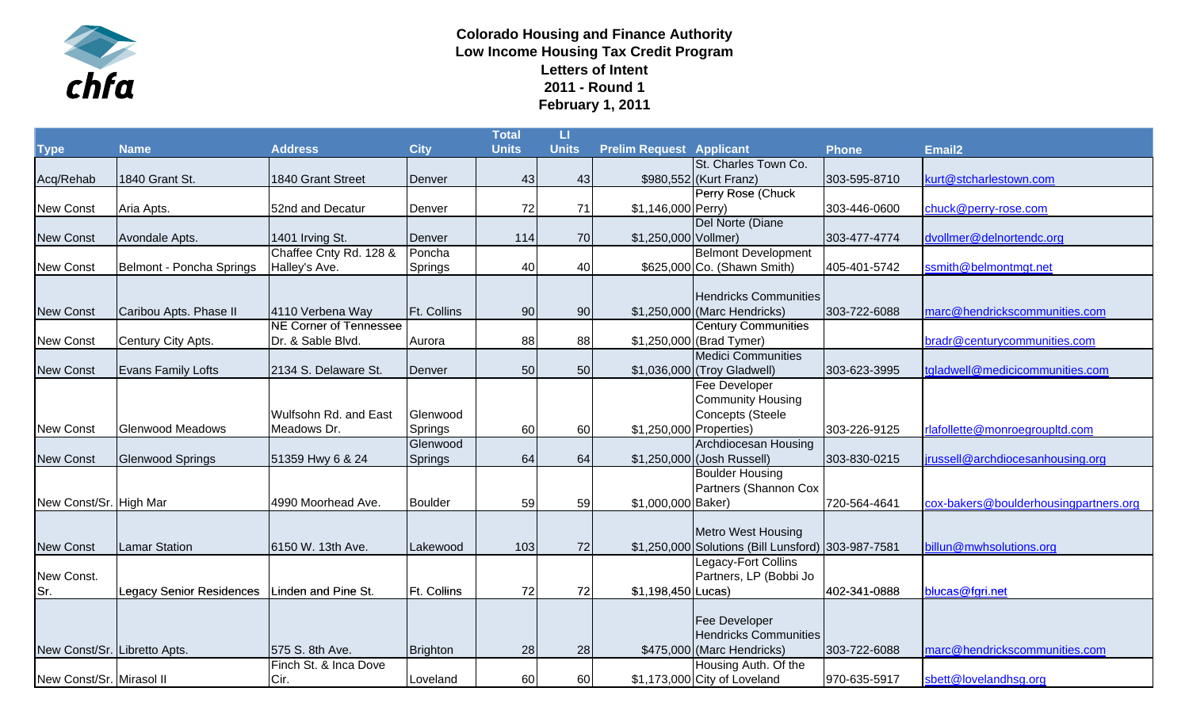**Colorado Housing and Finance Authority**
**Low Income Housing Tax Credit Program**
**Letters of Intent**
**2011 - Round 1**
**February 1, 2011**

| Type | Name | Address | City | Total Units | LI Units | Prelim Request | Applicant | Phone | Email2 |
|---|---|---|---|---|---|---|---|---|---|
| Acq/Rehab | 1840 Grant St. | 1840 Grant Street | Denver | 43 | 43 | $980,552 | St. Charles Town Co. (Kurt Franz) | 303-595-8710 | kurt@stcharlestown.com |
| New Const | Aria Apts. | 52nd and Decatur | Denver | 72 | 71 | $1,146,000 | Perry Rose (Chuck Perry) | 303-446-0600 | chuck@perry-rose.com |
| New Const | Avondale Apts. | 1401 Irving St. | Denver | 114 | 70 | $1,250,000 | Del Norte (Diane Vollmer) | 303-477-4774 | dvollmer@delnortendc.org |
| New Const | Belmont - Poncha Springs | Chaffee Cnty Rd. 128 & Halley's Ave. | Poncha Springs | 40 | 40 | $625,000 | Belmont Development Co. (Shawn Smith) | 405-401-5742 | ssmith@belmontmgt.net |
| New Const | Caribou Apts. Phase II | 4110 Verbena Way | Ft. Collins | 90 | 90 | $1,250,000 | Hendricks Communities (Marc Hendricks) | 303-722-6088 | marc@hendrickscommunities.com |
| New Const | Century City Apts. | NE Corner of Tennessee Dr. & Sable Blvd. | Aurora | 88 | 88 | $1,250,000 | Century Communities (Brad Tymer) | | bradr@centurycommunities.com |
| New Const | Evans Family Lofts | 2134 S. Delaware St. | Denver | 50 | 50 | $1,036,000 | Medici Communities (Troy Gladwell) | 303-623-3995 | tgladwell@medicicommunities.com |
| New Const | Glenwood Meadows | Wulfsohn Rd. and East Meadows Dr. | Glenwood Springs | 60 | 60 | $1,250,000 | Fee Developer Community Housing Concepts (Steele Properties) | 303-226-9125 | rlafollette@monroegroupltd.com |
| New Const | Glenwood Springs | 51359 Hwy 6 & 24 | Glenwood Springs | 64 | 64 | $1,250,000 | Archdiocesan Housing (Josh Russell) | 303-830-0215 | jrussell@archdiocesanhousing.org |
| New Const/Sr. | High Mar | 4990 Moorhead Ave. | Boulder | 59 | 59 | $1,000,000 | Boulder Housing Partners (Shannon Cox Baker) | 720-564-4641 | cox-bakers@boulderhousingpartners.org |
| New Const | Lamar Station | 6150 W. 13th Ave. | Lakewood | 103 | 72 | $1,250,000 | Metro West Housing Solutions (Bill Lunsford) | 303-987-7581 | billun@mwhsolutions.org |
| New Const. Sr. | Legacy Senior Residences | Linden and Pine St. | Ft. Collins | 72 | 72 | $1,198,450 | Legacy-Fort Collins Partners, LP (Bobbi Jo Lucas) | 402-341-0888 | blucas@fgri.net |
| New Const/Sr. | Libretto Apts. | 575 S. 8th Ave. | Brighton | 28 | 28 | $475,000 | Fee Developer Hendricks Communities (Marc Hendricks) | 303-722-6088 | marc@hendrickscommunities.com |
| New Const/Sr. | Mirasol II | Finch St. & Inca Dove Cir. | Loveland | 60 | 60 | $1,173,000 | Housing Auth. Of the City of Loveland | 970-635-5917 | sbett@lovelandhsg.org |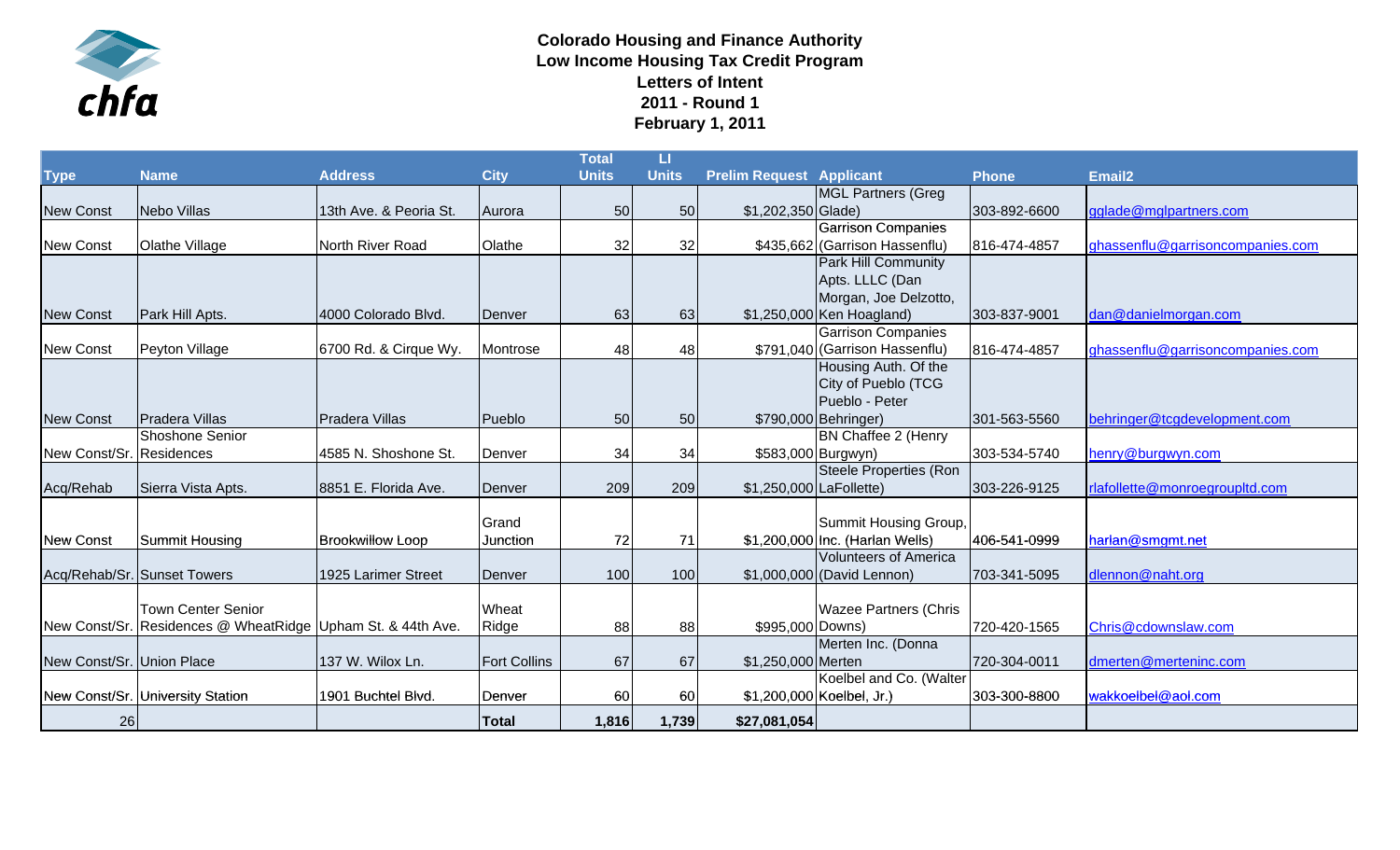**Colorado Housing and Finance Authority**
**Low Income Housing Tax Credit Program**
**Letters of Intent**
**2011 - Round 1**
**February 1, 2011**

| Type | Name | Address | City | Total Units | LI Units | Prelim Request | Applicant | Phone | Email2 |
|---|---|---|---|---|---|---|---|---|---|
| New Const | Nebo Villas | 13th Ave. & Peoria St. | Aurora | 50 | 50 | $1,202,350 | MGL Partners (Greg Glade) | 303-892-6600 | gglade@mglpartners.com |
| New Const | Olathe Village | North River Road | Olathe | 32 | 32 | $435,662 | Garrison Companies (Garrison Hassenflu) | 816-474-4857 | ghassenflu@garrisoncompanies.com |
| New Const | Park Hill Apts. | 4000 Colorado Blvd. | Denver | 63 | 63 | $1,250,000 | Park Hill Community Apts. LLLC (Dan Morgan, Joe Delzotto, Ken Hoagland) | 303-837-9001 | dan@danielmorgan.com |
| New Const | Peyton Village | 6700 Rd. & Cirque Wy. | Montrose | 48 | 48 | $791,040 | Garrison Companies (Garrison Hassenflu) | 816-474-4857 | ghassenflu@garrisoncompanies.com |
| New Const | Pradera Villas | Pradera Villas | Pueblo | 50 | 50 | $790,000 | Housing Auth. Of the City of Pueblo (TCG Pueblo - Peter Behringer) | 301-563-5560 | behringer@tcgdevelopment.com |
| New Const/Sr. | Shoshone Senior Residences | 4585 N. Shoshone St. | Denver | 34 | 34 | $583,000 | BN Chaffee 2 (Henry Burgwyn) | 303-534-5740 | henry@burgwyn.com |
| Acq/Rehab | Sierra Vista Apts. | 8851 E. Florida Ave. | Denver | 209 | 209 | $1,250,000 | Steele Properties (Ron LaFollette) | 303-226-9125 | rlafollette@monroegroupltd.com |
| New Const | Summit Housing | Brookwillow Loop | Grand Junction | 72 | 71 | $1,200,000 | Summit Housing Group, Inc. (Harlan Wells) | 406-541-0999 | harlan@smgmt.net |
| Acq/Rehab/Sr. | Sunset Towers | 1925 Larimer Street | Denver | 100 | 100 | $1,000,000 | Volunteers of America (David Lennon) | 703-341-5095 | dlennon@naht.org |
| New Const/Sr. | Town Center Senior Residences @ WheatRidge | Upham St. & 44th Ave. | Wheat Ridge | 88 | 88 | $995,000 | Wazee Partners (Chris Downs) | 720-420-1565 | Chris@cdownslaw.com |
| New Const/Sr. | Union Place | 137 W. Wilox Ln. | Fort Collins | 67 | 67 | $1,250,000 | Merten Inc. (Donna Merten | 720-304-0011 | dmerten@mertenInc.com |
| New Const/Sr. | University Station | 1901 Buchtel Blvd. | Denver | 60 | 60 | $1,200,000 | Koelbel and Co. (Walter Koelbel, Jr.) | 303-300-8800 | wakkoelbel@aol.com |
| 26 | | | **Total** | **1,816** | **1,739** | **$27,081,054** | | | |